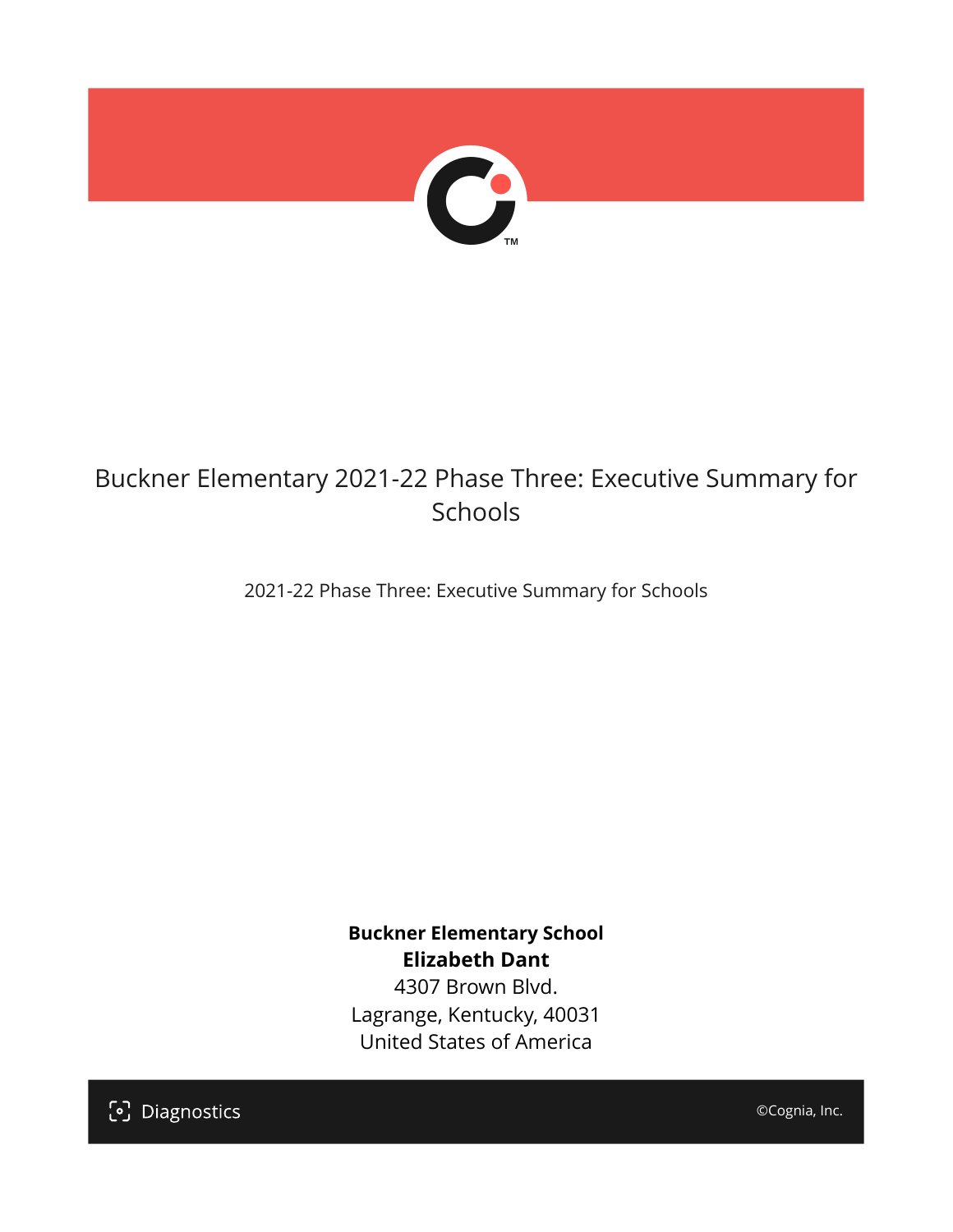# Buckner Elementary 2021-22 Phase Three: Executive Summary for Schools

2021-22 Phase Three: Executive Summary for Schools

**Buckner Elementary School**
**Elizabeth Dant**
4307 Brown Blvd.
Lagrange, Kentucky, 40031
United States of America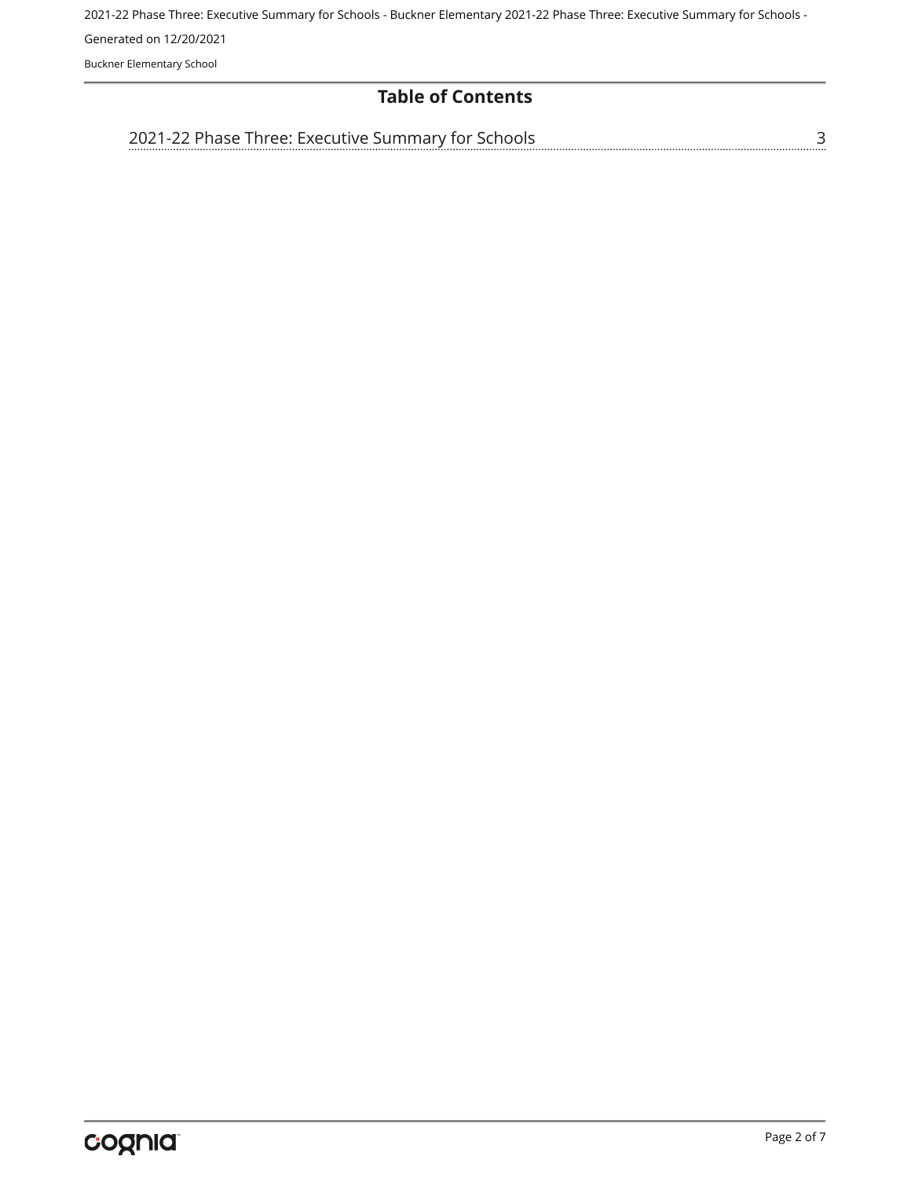## Table of Contents

2021-22 Phase Three: Executive Summary for Schools ........ 3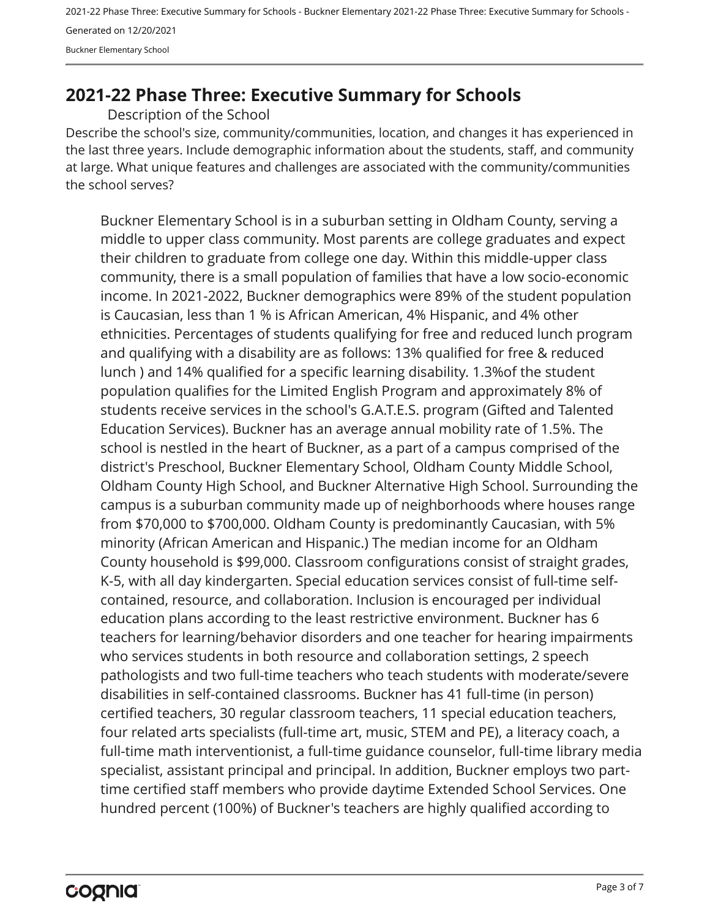# 2021-22 Phase Three: Executive Summary for Schools

## Description of the School

Describe the school's size, community/communities, location, and changes it has experienced in the last three years. Include demographic information about the students, staff, and community at large. What unique features and challenges are associated with the community/communities the school serves?

Buckner Elementary School is in a suburban setting in Oldham County, serving a middle to upper class community. Most parents are college graduates and expect their children to graduate from college one day. Within this middle-upper class community, there is a small population of families that have a low socio-economic income. In 2021-2022, Buckner demographics were 89% of the student population is Caucasian, less than 1 % is African American, 4% Hispanic, and 4% other ethnicities. Percentages of students qualifying for free and reduced lunch program and qualifying with a disability are as follows: 13% qualified for free & reduced lunch ) and 14% qualified for a specific learning disability. 1.3%of the student population qualifies for the Limited English Program and approximately 8% of students receive services in the school's G.A.T.E.S. program (Gifted and Talented Education Services). Buckner has an average annual mobility rate of 1.5%. The school is nestled in the heart of Buckner, as a part of a campus comprised of the district's Preschool, Buckner Elementary School, Oldham County Middle School, Oldham County High School, and Buckner Alternative High School. Surrounding the campus is a suburban community made up of neighborhoods where houses range from $70,000 to $700,000. Oldham County is predominantly Caucasian, with 5% minority (African American and Hispanic.) The median income for an Oldham County household is $99,000. Classroom configurations consist of straight grades, K-5, with all day kindergarten. Special education services consist of full-time self-contained, resource, and collaboration. Inclusion is encouraged per individual education plans according to the least restrictive environment. Buckner has 6 teachers for learning/behavior disorders and one teacher for hearing impairments who services students in both resource and collaboration settings, 2 speech pathologists and two full-time teachers who teach students with moderate/severe disabilities in self-contained classrooms. Buckner has 41 full-time (in person) certified teachers, 30 regular classroom teachers, 11 special education teachers, four related arts specialists (full-time art, music, STEM and PE), a literacy coach, a full-time math interventionist, a full-time guidance counselor, full-time library media specialist, assistant principal and principal. In addition, Buckner employs two part-time certified staff members who provide daytime Extended School Services. One hundred percent (100%) of Buckner's teachers are highly qualified according to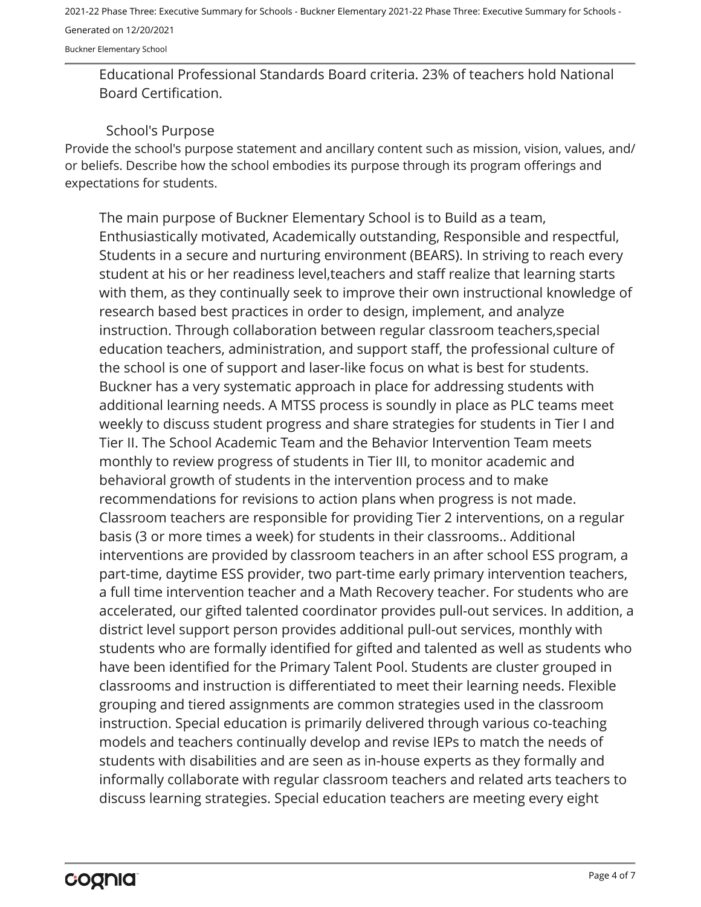Educational Professional Standards Board criteria. 23% of teachers hold National Board Certification.

### School's Purpose

Provide the school's purpose statement and ancillary content such as mission, vision, values, and/or beliefs. Describe how the school embodies its purpose through its program offerings and expectations for students.

The main purpose of Buckner Elementary School is to Build as a team, Enthusiastically motivated, Academically outstanding, Responsible and respectful, Students in a secure and nurturing environment (BEARS). In striving to reach every student at his or her readiness level,teachers and staff realize that learning starts with them, as they continually seek to improve their own instructional knowledge of research based best practices in order to design, implement, and analyze instruction. Through collaboration between regular classroom teachers,special education teachers, administration, and support staff, the professional culture of the school is one of support and laser-like focus on what is best for students. Buckner has a very systematic approach in place for addressing students with additional learning needs. A MTSS process is soundly in place as PLC teams meet weekly to discuss student progress and share strategies for students in Tier I and Tier II. The School Academic Team and the Behavior Intervention Team meets monthly to review progress of students in Tier III, to monitor academic and behavioral growth of students in the intervention process and to make recommendations for revisions to action plans when progress is not made. Classroom teachers are responsible for providing Tier 2 interventions, on a regular basis (3 or more times a week) for students in their classrooms.. Additional interventions are provided by classroom teachers in an after school ESS program, a part-time, daytime ESS provider, two part-time early primary intervention teachers, a full time intervention teacher and a Math Recovery teacher. For students who are accelerated, our gifted talented coordinator provides pull-out services. In addition, a district level support person provides additional pull-out services, monthly with students who are formally identified for gifted and talented as well as students who have been identified for the Primary Talent Pool. Students are cluster grouped in classrooms and instruction is differentiated to meet their learning needs. Flexible grouping and tiered assignments are common strategies used in the classroom instruction. Special education is primarily delivered through various co-teaching models and teachers continually develop and revise IEPs to match the needs of students with disabilities and are seen as in-house experts as they formally and informally collaborate with regular classroom teachers and related arts teachers to discuss learning strategies. Special education teachers are meeting every eight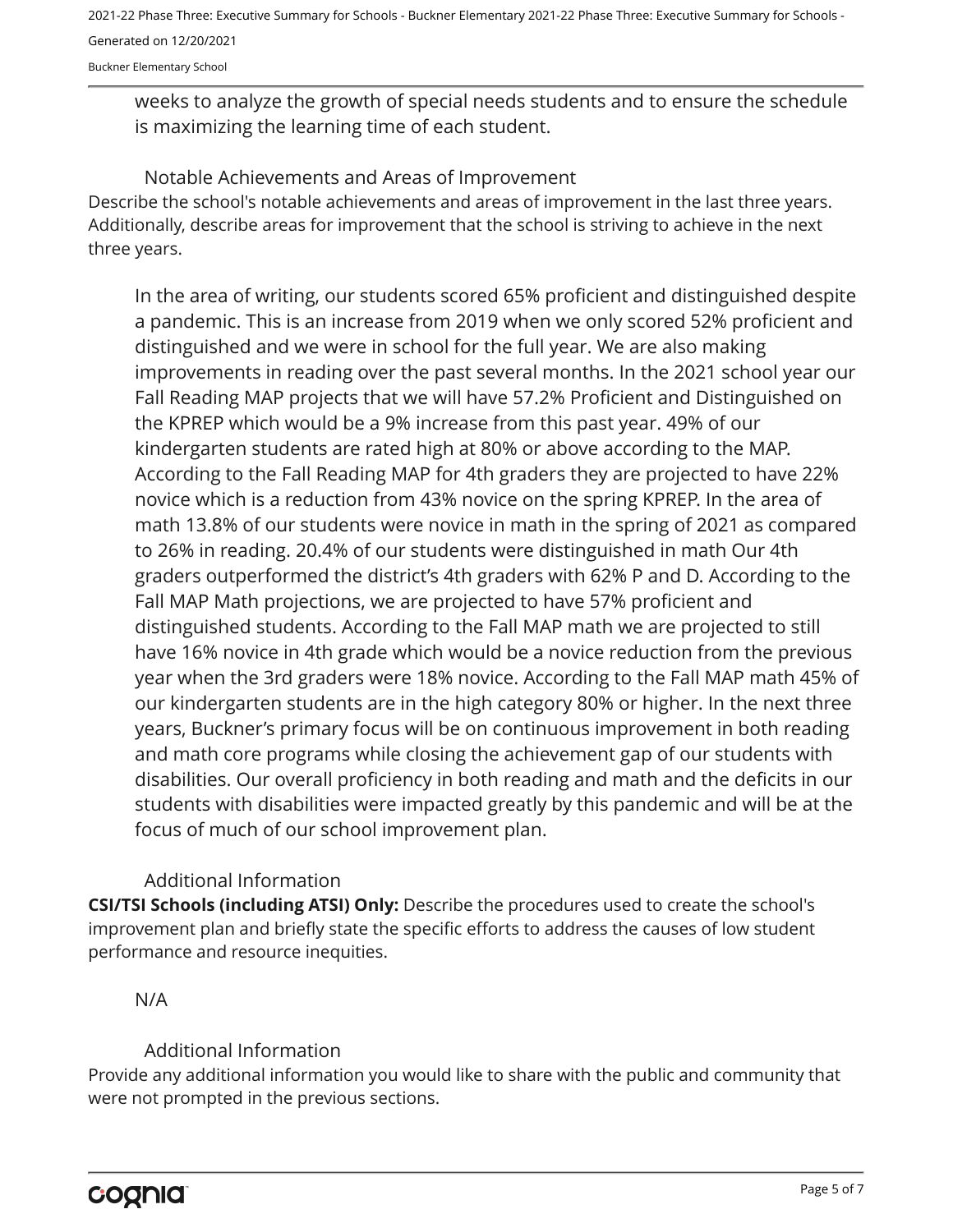weeks to analyze the growth of special needs students and to ensure the schedule is maximizing the learning time of each student.

### Notable Achievements and Areas of Improvement

Describe the school's notable achievements and areas of improvement in the last three years. Additionally, describe areas for improvement that the school is striving to achieve in the next three years.

In the area of writing, our students scored 65% proficient and distinguished despite a pandemic. This is an increase from 2019 when we only scored 52% proficient and distinguished and we were in school for the full year. We are also making improvements in reading over the past several months. In the 2021 school year our Fall Reading MAP projects that we will have 57.2% Proficient and Distinguished on the KPREP which would be a 9% increase from this past year. 49% of our kindergarten students are rated high at 80% or above according to the MAP. According to the Fall Reading MAP for 4th graders they are projected to have 22% novice which is a reduction from 43% novice on the spring KPREP. In the area of math 13.8% of our students were novice in math in the spring of 2021 as compared to 26% in reading. 20.4% of our students were distinguished in math Our 4th graders outperformed the district's 4th graders with 62% P and D. According to the Fall MAP Math projections, we are projected to have 57% proficient and distinguished students. According to the Fall MAP math we are projected to still have 16% novice in 4th grade which would be a novice reduction from the previous year when the 3rd graders were 18% novice. According to the Fall MAP math 45% of our kindergarten students are in the high category 80% or higher. In the next three years, Buckner's primary focus will be on continuous improvement in both reading and math core programs while closing the achievement gap of our students with disabilities. Our overall proficiency in both reading and math and the deficits in our students with disabilities were impacted greatly by this pandemic and will be at the focus of much of our school improvement plan.

### Additional Information

**CSI/TSI Schools (including ATSI) Only:** Describe the procedures used to create the school's improvement plan and briefly state the specific efforts to address the causes of low student performance and resource inequities.

N/A

### Additional Information

Provide any additional information you would like to share with the public and community that were not prompted in the previous sections.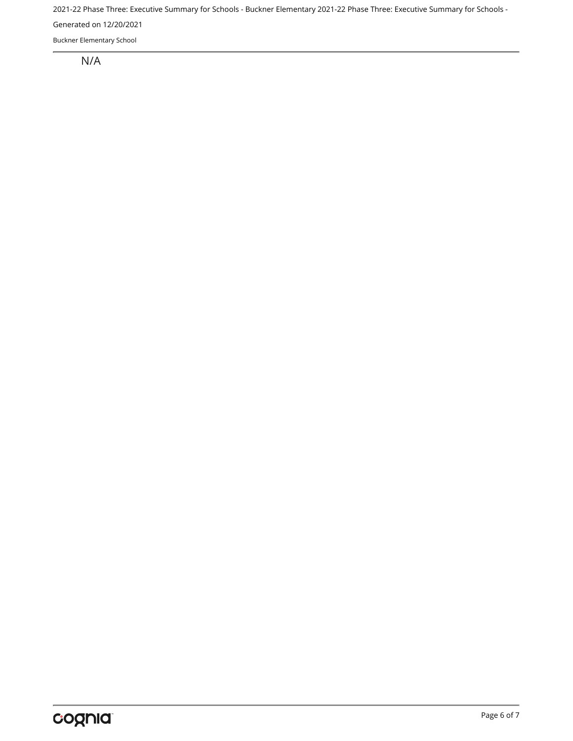N/A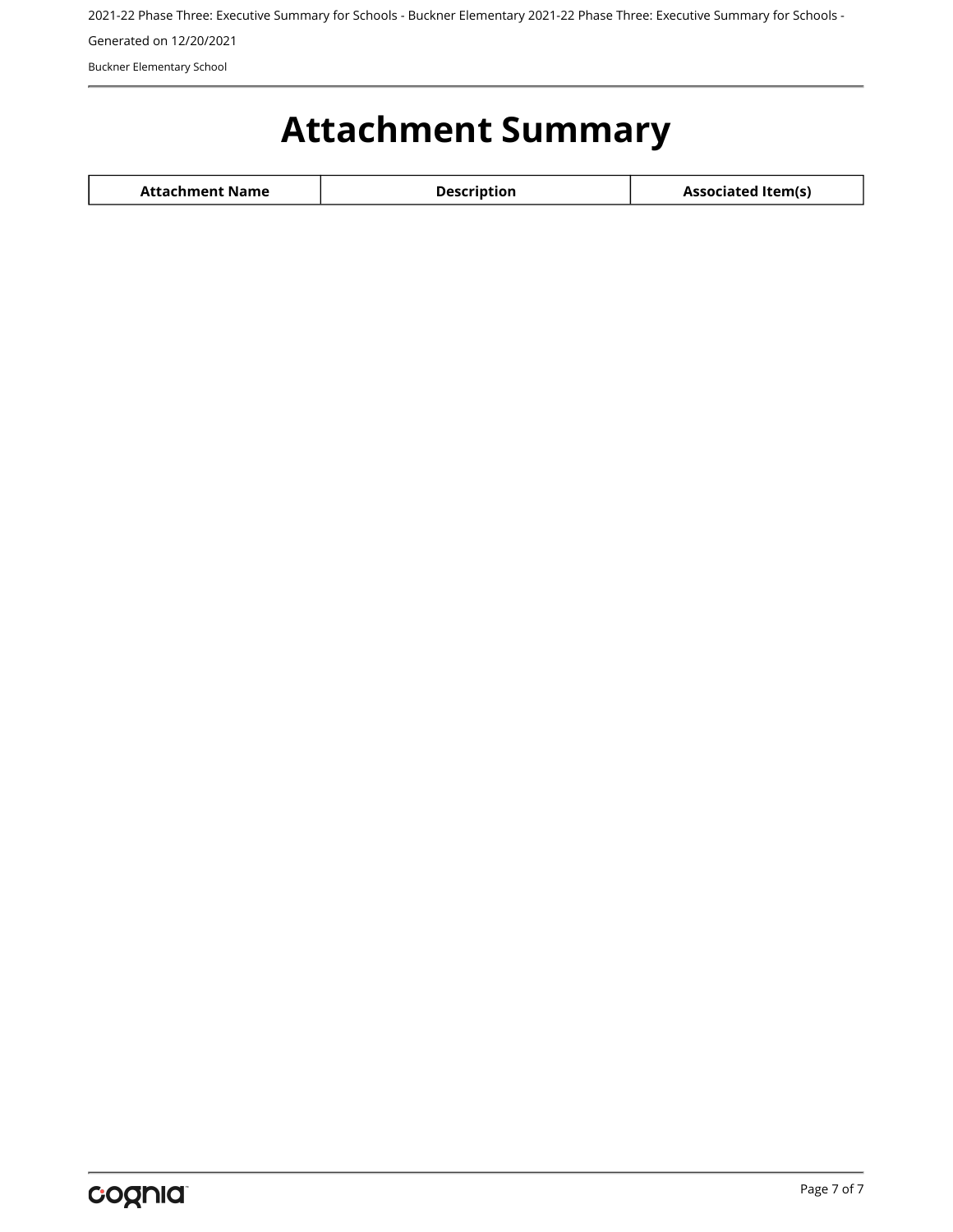# Attachment Summary

| Attachment Name | Description | Associated Item(s) |
| --- | --- | --- |